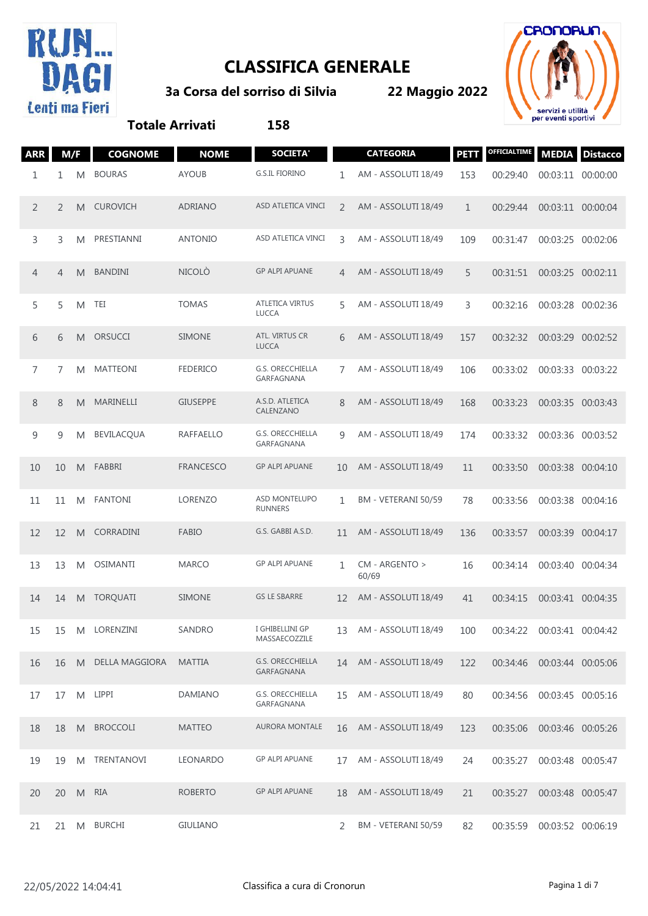# CLASSIFICA GENERALE

**3a Corsa del sorriso di Silvia** — **22 Maggio 2022**

**Totale Arrivati** **158**

| ARR | M/F | | COGNOME | NOME | SOCIETA' | | CATEGORIA | PETT | OFFICIALTIME | MEDIA | Distacco |
|---|---|---|---|---|---|---|---|---|---|---|---|
| 1 | 1 | M | BOURAS | AYOUB | G.S.IL FIORINO | 1 | AM - ASSOLUTI 18/49 | 153 | 00:29:40 | 00:03:11 | 00:00:00 |
| 2 | 2 | M | CUROVICH | ADRIANO | ASD ATLETICA VINCI | 2 | AM - ASSOLUTI 18/49 | 1 | 00:29:44 | 00:03:11 | 00:00:04 |
| 3 | 3 | M | PRESTIANNI | ANTONIO | ASD ATLETICA VINCI | 3 | AM - ASSOLUTI 18/49 | 109 | 00:31:47 | 00:03:25 | 00:02:06 |
| 4 | 4 | M | BANDINI | NICOLÒ | GP ALPI APUANE | 4 | AM - ASSOLUTI 18/49 | 5 | 00:31:51 | 00:03:25 | 00:02:11 |
| 5 | 5 | M | TEI | TOMAS | ATLETICA VIRTUS LUCCA | 5 | AM - ASSOLUTI 18/49 | 3 | 00:32:16 | 00:03:28 | 00:02:36 |
| 6 | 6 | M | ORSUCCI | SIMONE | ATL. VIRTUS CR LUCCA | 6 | AM - ASSOLUTI 18/49 | 157 | 00:32:32 | 00:03:29 | 00:02:52 |
| 7 | 7 | M | MATTEONI | FEDERICO | G.S. ORECCHIELLA GARFAGNANA | 7 | AM - ASSOLUTI 18/49 | 106 | 00:33:02 | 00:03:33 | 00:03:22 |
| 8 | 8 | M | MARINELLI | GIUSEPPE | A.S.D. ATLETICA CALENZANO | 8 | AM - ASSOLUTI 18/49 | 168 | 00:33:23 | 00:03:35 | 00:03:43 |
| 9 | 9 | M | BEVILACQUA | RAFFAELLO | G.S. ORECCHIELLA GARFAGNANA | 9 | AM - ASSOLUTI 18/49 | 174 | 00:33:32 | 00:03:36 | 00:03:52 |
| 10 | 10 | M | FABBRI | FRANCESCO | GP ALPI APUANE | 10 | AM - ASSOLUTI 18/49 | 11 | 00:33:50 | 00:03:38 | 00:04:10 |
| 11 | 11 | M | FANTONI | LORENZO | ASD MONTELUPO RUNNERS | 1 | BM - VETERANI 50/59 | 78 | 00:33:56 | 00:03:38 | 00:04:16 |
| 12 | 12 | M | CORRADINI | FABIO | G.S. GABBI A.S.D. | 11 | AM - ASSOLUTI 18/49 | 136 | 00:33:57 | 00:03:39 | 00:04:17 |
| 13 | 13 | M | OSIMANTI | MARCO | GP ALPI APUANE | 1 | CM - ARGENTO > 60/69 | 16 | 00:34:14 | 00:03:40 | 00:04:34 |
| 14 | 14 | M | TORQUATI | SIMONE | GS LE SBARRE | 12 | AM - ASSOLUTI 18/49 | 41 | 00:34:15 | 00:03:41 | 00:04:35 |
| 15 | 15 | M | LORENZINI | SANDRO | I GHIBELLINI GP MASSAECOZZILE | 13 | AM - ASSOLUTI 18/49 | 100 | 00:34:22 | 00:03:41 | 00:04:42 |
| 16 | 16 | M | DELLA MAGGIORA | MATTIA | G.S. ORECCHIELLA GARFAGNANA | 14 | AM - ASSOLUTI 18/49 | 122 | 00:34:46 | 00:03:44 | 00:05:06 |
| 17 | 17 | M | LIPPI | DAMIANO | G.S. ORECCHIELLA GARFAGNANA | 15 | AM - ASSOLUTI 18/49 | 80 | 00:34:56 | 00:03:45 | 00:05:16 |
| 18 | 18 | M | BROCCOLI | MATTEO | AURORA MONTALE | 16 | AM - ASSOLUTI 18/49 | 123 | 00:35:06 | 00:03:46 | 00:05:26 |
| 19 | 19 | M | TRENTANOVI | LEONARDO | GP ALPI APUANE | 17 | AM - ASSOLUTI 18/49 | 24 | 00:35:27 | 00:03:48 | 00:05:47 |
| 20 | 20 | M | RIA | ROBERTO | GP ALPI APUANE | 18 | AM - ASSOLUTI 18/49 | 21 | 00:35:27 | 00:03:48 | 00:05:47 |
| 21 | 21 | M | BURCHI | GIULIANO | | 2 | BM - VETERANI 50/59 | 82 | 00:35:59 | 00:03:52 | 00:06:19 |

22/05/2022 14:04:41 — Classifica a cura di Cronorun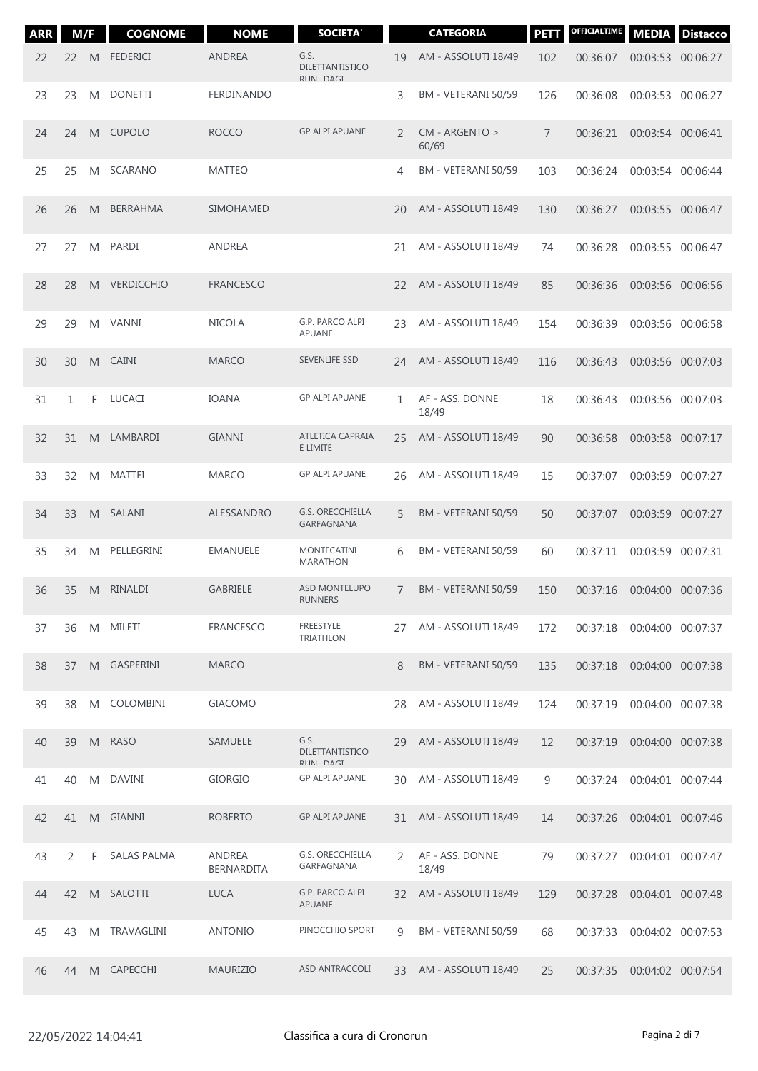| ARR | M/F | | COGNOME | NOME | SOCIETA' | | CATEGORIA | PETT | OFFICIALTIME | MEDIA | Distacco |
|---|---|---|---|---|---|---|---|---|---|---|---|
| 22 | 22 | M | FEDERICI | ANDREA | G.S. DILETTANTISTICO RUN DAGI | 19 | AM - ASSOLUTI 18/49 | 102 | 00:36:07 | 00:03:53 | 00:06:27 |
| 23 | 23 | M | DONETTI | FERDINANDO | | 3 | BM - VETERANI 50/59 | 126 | 00:36:08 | 00:03:53 | 00:06:27 |
| 24 | 24 | M | CUPOLO | ROCCO | GP ALPI APUANE | 2 | CM - ARGENTO > 60/69 | 7 | 00:36:21 | 00:03:54 | 00:06:41 |
| 25 | 25 | M | SCARANO | MATTEO | | 4 | BM - VETERANI 50/59 | 103 | 00:36:24 | 00:03:54 | 00:06:44 |
| 26 | 26 | M | BERRAHMA | SIMOHAMED | | 20 | AM - ASSOLUTI 18/49 | 130 | 00:36:27 | 00:03:55 | 00:06:47 |
| 27 | 27 | M | PARDI | ANDREA | | 21 | AM - ASSOLUTI 18/49 | 74 | 00:36:28 | 00:03:55 | 00:06:47 |
| 28 | 28 | M | VERDICCHIO | FRANCESCO | | 22 | AM - ASSOLUTI 18/49 | 85 | 00:36:36 | 00:03:56 | 00:06:56 |
| 29 | 29 | M | VANNI | NICOLA | G.P. PARCO ALPI APUANE | 23 | AM - ASSOLUTI 18/49 | 154 | 00:36:39 | 00:03:56 | 00:06:58 |
| 30 | 30 | M | CAINI | MARCO | SEVENLIFE SSD | 24 | AM - ASSOLUTI 18/49 | 116 | 00:36:43 | 00:03:56 | 00:07:03 |
| 31 | 1 | F | LUCACI | IOANA | GP ALPI APUANE | 1 | AF - ASS. DONNE 18/49 | 18 | 00:36:43 | 00:03:56 | 00:07:03 |
| 32 | 31 | M | LAMBARDI | GIANNI | ATLETICA CAPRAIA E LIMITE | 25 | AM - ASSOLUTI 18/49 | 90 | 00:36:58 | 00:03:58 | 00:07:17 |
| 33 | 32 | M | MATTEI | MARCO | GP ALPI APUANE | 26 | AM - ASSOLUTI 18/49 | 15 | 00:37:07 | 00:03:59 | 00:07:27 |
| 34 | 33 | M | SALANI | ALESSANDRO | G.S. ORECCHIELLA GARFAGNANA | 5 | BM - VETERANI 50/59 | 50 | 00:37:07 | 00:03:59 | 00:07:27 |
| 35 | 34 | M | PELLEGRINI | EMANUELE | MONTECATINI MARATHON | 6 | BM - VETERANI 50/59 | 60 | 00:37:11 | 00:03:59 | 00:07:31 |
| 36 | 35 | M | RINALDI | GABRIELE | ASD MONTELUPO RUNNERS | 7 | BM - VETERANI 50/59 | 150 | 00:37:16 | 00:04:00 | 00:07:36 |
| 37 | 36 | M | MILETI | FRANCESCO | FREESTYLE TRIATHLON | 27 | AM - ASSOLUTI 18/49 | 172 | 00:37:18 | 00:04:00 | 00:07:37 |
| 38 | 37 | M | GASPERINI | MARCO | | 8 | BM - VETERANI 50/59 | 135 | 00:37:18 | 00:04:00 | 00:07:38 |
| 39 | 38 | M | COLOMBINI | GIACOMO | | 28 | AM - ASSOLUTI 18/49 | 124 | 00:37:19 | 00:04:00 | 00:07:38 |
| 40 | 39 | M | RASO | SAMUELE | G.S. DILETTANTISTICO RUN DAGI | 29 | AM - ASSOLUTI 18/49 | 12 | 00:37:19 | 00:04:00 | 00:07:38 |
| 41 | 40 | M | DAVINI | GIORGIO | GP ALPI APUANE | 30 | AM - ASSOLUTI 18/49 | 9 | 00:37:24 | 00:04:01 | 00:07:44 |
| 42 | 41 | M | GIANNI | ROBERTO | GP ALPI APUANE | 31 | AM - ASSOLUTI 18/49 | 14 | 00:37:26 | 00:04:01 | 00:07:46 |
| 43 | 2 | F | SALAS PALMA | ANDREA BERNARDITA | G.S. ORECCHIELLA GARFAGNANA | 2 | AF - ASS. DONNE 18/49 | 79 | 00:37:27 | 00:04:01 | 00:07:47 |
| 44 | 42 | M | SALOTTI | LUCA | G.P. PARCO ALPI APUANE | 32 | AM - ASSOLUTI 18/49 | 129 | 00:37:28 | 00:04:01 | 00:07:48 |
| 45 | 43 | M | TRAVAGLINI | ANTONIO | PINOCCHIO SPORT | 9 | BM - VETERANI 50/59 | 68 | 00:37:33 | 00:04:02 | 00:07:53 |
| 46 | 44 | M | CAPECCHI | MAURIZIO | ASD ANTRACCOLI | 33 | AM - ASSOLUTI 18/49 | 25 | 00:37:35 | 00:04:02 | 00:07:54 |

22/05/2022 14:04:41 Classifica a cura di Cronorun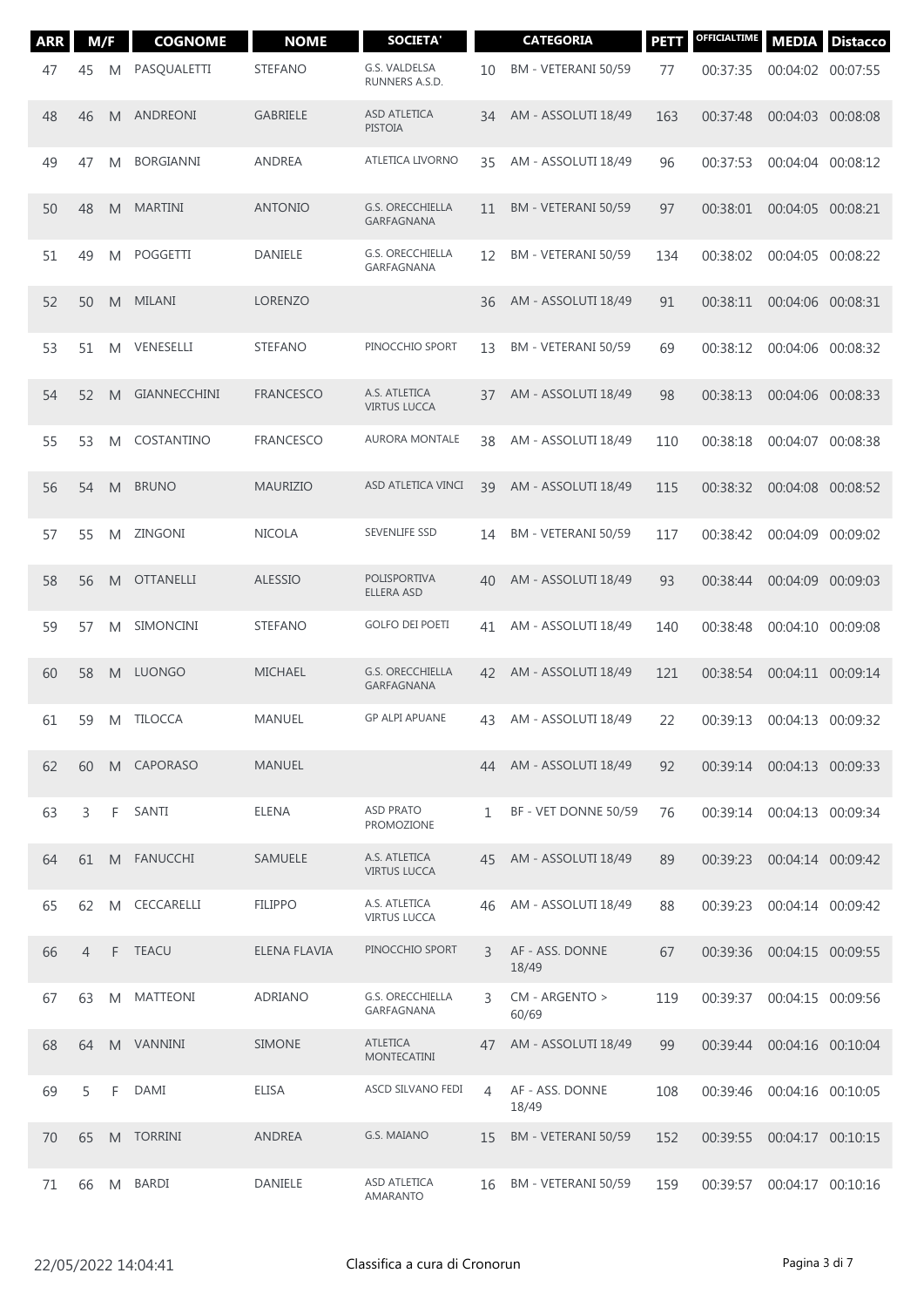| ARR | M/F | | COGNOME | NOME | SOCIETA' | | CATEGORIA | PETT | OFFICIALTIME | MEDIA | Distacco |
|---|---|---|---|---|---|---|---|---|---|---|---|
| 47 | 45 | M | PASQUALETTI | STEFANO | G.S. VALDELSA RUNNERS A.S.D. | 10 | BM - VETERANI 50/59 | 77 | 00:37:35 | 00:04:02 | 00:07:55 |
| 48 | 46 | M | ANDREONI | GABRIELE | ASD ATLETICA PISTOIA | 34 | AM - ASSOLUTI 18/49 | 163 | 00:37:48 | 00:04:03 | 00:08:08 |
| 49 | 47 | M | BORGIANNI | ANDREA | ATLETICA LIVORNO | 35 | AM - ASSOLUTI 18/49 | 96 | 00:37:53 | 00:04:04 | 00:08:12 |
| 50 | 48 | M | MARTINI | ANTONIO | G.S. ORECCHIELLA GARFAGNANA | 11 | BM - VETERANI 50/59 | 97 | 00:38:01 | 00:04:05 | 00:08:21 |
| 51 | 49 | M | POGGETTI | DANIELE | G.S. ORECCHIELLA GARFAGNANA | 12 | BM - VETERANI 50/59 | 134 | 00:38:02 | 00:04:05 | 00:08:22 |
| 52 | 50 | M | MILANI | LORENZO | | 36 | AM - ASSOLUTI 18/49 | 91 | 00:38:11 | 00:04:06 | 00:08:31 |
| 53 | 51 | M | VENESELLI | STEFANO | PINOCCHIO SPORT | 13 | BM - VETERANI 50/59 | 69 | 00:38:12 | 00:04:06 | 00:08:32 |
| 54 | 52 | M | GIANNECCHINI | FRANCESCO | A.S. ATLETICA VIRTUS LUCCA | 37 | AM - ASSOLUTI 18/49 | 98 | 00:38:13 | 00:04:06 | 00:08:33 |
| 55 | 53 | M | COSTANTINO | FRANCESCO | AURORA MONTALE | 38 | AM - ASSOLUTI 18/49 | 110 | 00:38:18 | 00:04:07 | 00:08:38 |
| 56 | 54 | M | BRUNO | MAURIZIO | ASD ATLETICA VINCI | 39 | AM - ASSOLUTI 18/49 | 115 | 00:38:32 | 00:04:08 | 00:08:52 |
| 57 | 55 | M | ZINGONI | NICOLA | SEVENLIFE SSD | 14 | BM - VETERANI 50/59 | 117 | 00:38:42 | 00:04:09 | 00:09:02 |
| 58 | 56 | M | OTTANELLI | ALESSIO | POLISPORTIVA ELLERA ASD | 40 | AM - ASSOLUTI 18/49 | 93 | 00:38:44 | 00:04:09 | 00:09:03 |
| 59 | 57 | M | SIMONCINI | STEFANO | GOLFO DEI POETI | 41 | AM - ASSOLUTI 18/49 | 140 | 00:38:48 | 00:04:10 | 00:09:08 |
| 60 | 58 | M | LUONGO | MICHAEL | G.S. ORECCHIELLA GARFAGNANA | 42 | AM - ASSOLUTI 18/49 | 121 | 00:38:54 | 00:04:11 | 00:09:14 |
| 61 | 59 | M | TILOCCA | MANUEL | GP ALPI APUANE | 43 | AM - ASSOLUTI 18/49 | 22 | 00:39:13 | 00:04:13 | 00:09:32 |
| 62 | 60 | M | CAPORASO | MANUEL | | 44 | AM - ASSOLUTI 18/49 | 92 | 00:39:14 | 00:04:13 | 00:09:33 |
| 63 | 3 | F | SANTI | ELENA | ASD PRATO PROMOZIONE | 1 | BF - VET DONNE 50/59 | 76 | 00:39:14 | 00:04:13 | 00:09:34 |
| 64 | 61 | M | FANUCCHI | SAMUELE | A.S. ATLETICA VIRTUS LUCCA | 45 | AM - ASSOLUTI 18/49 | 89 | 00:39:23 | 00:04:14 | 00:09:42 |
| 65 | 62 | M | CECCARELLI | FILIPPO | A.S. ATLETICA VIRTUS LUCCA | 46 | AM - ASSOLUTI 18/49 | 88 | 00:39:23 | 00:04:14 | 00:09:42 |
| 66 | 4 | F | TEACU | ELENA FLAVIA | PINOCCHIO SPORT | 3 | AF - ASS. DONNE 18/49 | 67 | 00:39:36 | 00:04:15 | 00:09:55 |
| 67 | 63 | M | MATTEONI | ADRIANO | G.S. ORECCHIELLA GARFAGNANA | 3 | CM - ARGENTO > 60/69 | 119 | 00:39:37 | 00:04:15 | 00:09:56 |
| 68 | 64 | M | VANNINI | SIMONE | ATLETICA MONTECATINI | 47 | AM - ASSOLUTI 18/49 | 99 | 00:39:44 | 00:04:16 | 00:10:04 |
| 69 | 5 | F | DAMI | ELISA | ASCD SILVANO FEDI | 4 | AF - ASS. DONNE 18/49 | 108 | 00:39:46 | 00:04:16 | 00:10:05 |
| 70 | 65 | M | TORRINI | ANDREA | G.S. MAIANO | 15 | BM - VETERANI 50/59 | 152 | 00:39:55 | 00:04:17 | 00:10:15 |
| 71 | 66 | M | BARDI | DANIELE | ASD ATLETICA AMARANTO | 16 | BM - VETERANI 50/59 | 159 | 00:39:57 | 00:04:17 | 00:10:16 |

22/05/2022 14:04:41 Classifica a cura di Cronorun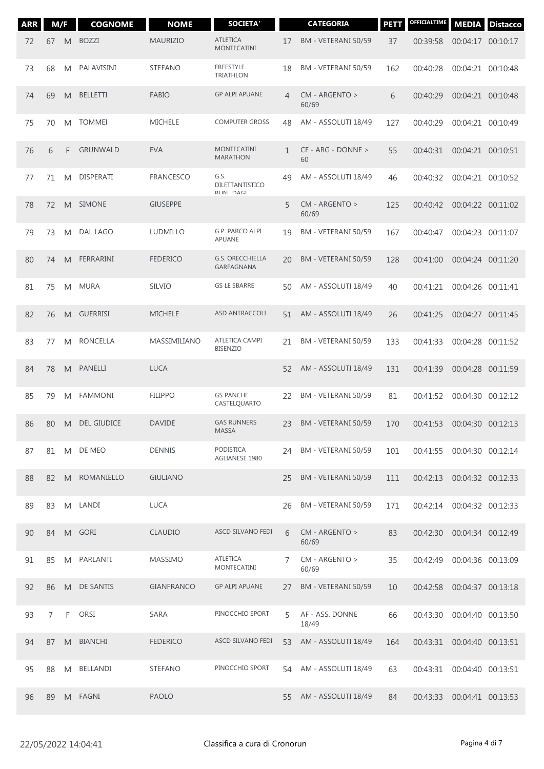| ARR | M/F | | COGNOME | NOME | SOCIETA' | | CATEGORIA | PETT | OFFICIALTIME | MEDIA | Distacco |
|---|---|---|---|---|---|---|---|---|---|---|---|
| 72 | 67 | M | BOZZI | MAURIZIO | ATLETICA MONTECATINI | 17 | BM - VETERANI 50/59 | 37 | 00:39:58 | 00:04:17 | 00:10:17 |
| 73 | 68 | M | PALAVISINI | STEFANO | FREESTYLE TRIATHLON | 18 | BM - VETERANI 50/59 | 162 | 00:40:28 | 00:04:21 | 00:10:48 |
| 74 | 69 | M | BELLETTI | FABIO | GP ALPI APUANE | 4 | CM - ARGENTO > 60/69 | 6 | 00:40:29 | 00:04:21 | 00:10:48 |
| 75 | 70 | M | TOMMEI | MICHELE | COMPUTER GROSS | 48 | AM - ASSOLUTI 18/49 | 127 | 00:40:29 | 00:04:21 | 00:10:49 |
| 76 | 6 | F | GRUNWALD | EVA | MONTECATINI MARATHON | 1 | CF - ARG - DONNE > 60 | 55 | 00:40:31 | 00:04:21 | 00:10:51 |
| 77 | 71 | M | DISPERATI | FRANCESCO | G.S. DILETTANTISTICO RUN DAGI | 49 | AM - ASSOLUTI 18/49 | 46 | 00:40:32 | 00:04:21 | 00:10:52 |
| 78 | 72 | M | SIMONE | GIUSEPPE | | 5 | CM - ARGENTO > 60/69 | 125 | 00:40:42 | 00:04:22 | 00:11:02 |
| 79 | 73 | M | DAL LAGO | LUDMILLO | G.P. PARCO ALPI APUANE | 19 | BM - VETERANI 50/59 | 167 | 00:40:47 | 00:04:23 | 00:11:07 |
| 80 | 74 | M | FERRARINI | FEDERICO | G.S. ORECCHIELLA GARFAGNANA | 20 | BM - VETERANI 50/59 | 128 | 00:41:00 | 00:04:24 | 00:11:20 |
| 81 | 75 | M | MURA | SILVIO | GS LE SBARRE | 50 | AM - ASSOLUTI 18/49 | 40 | 00:41:21 | 00:04:26 | 00:11:41 |
| 82 | 76 | M | GUERRISI | MICHELE | ASD ANTRACCOLI | 51 | AM - ASSOLUTI 18/49 | 26 | 00:41:25 | 00:04:27 | 00:11:45 |
| 83 | 77 | M | RONCELLA | MASSIMILIANO | ATLETICA CAMPI BISENZIO | 21 | BM - VETERANI 50/59 | 133 | 00:41:33 | 00:04:28 | 00:11:52 |
| 84 | 78 | M | PANELLI | LUCA | | 52 | AM - ASSOLUTI 18/49 | 131 | 00:41:39 | 00:04:28 | 00:11:59 |
| 85 | 79 | M | FAMMONI | FILIPPO | GS PANCHE CASTELQUARTO | 22 | BM - VETERANI 50/59 | 81 | 00:41:52 | 00:04:30 | 00:12:12 |
| 86 | 80 | M | DEL GIUDICE | DAVIDE | GAS RUNNERS MASSA | 23 | BM - VETERANI 50/59 | 170 | 00:41:53 | 00:04:30 | 00:12:13 |
| 87 | 81 | M | DE MEO | DENNIS | PODISTICA AGLIANESE 1980 | 24 | BM - VETERANI 50/59 | 101 | 00:41:55 | 00:04:30 | 00:12:14 |
| 88 | 82 | M | ROMANIELLO | GIULIANO | | 25 | BM - VETERANI 50/59 | 111 | 00:42:13 | 00:04:32 | 00:12:33 |
| 89 | 83 | M | LANDI | LUCA | | 26 | BM - VETERANI 50/59 | 171 | 00:42:14 | 00:04:32 | 00:12:33 |
| 90 | 84 | M | GORI | CLAUDIO | ASCD SILVANO FEDI | 6 | CM - ARGENTO > 60/69 | 83 | 00:42:30 | 00:04:34 | 00:12:49 |
| 91 | 85 | M | PARLANTI | MASSIMO | ATLETICA MONTECATINI | 7 | CM - ARGENTO > 60/69 | 35 | 00:42:49 | 00:04:36 | 00:13:09 |
| 92 | 86 | M | DE SANTIS | GIANFRANCO | GP ALPI APUANE | 27 | BM - VETERANI 50/59 | 10 | 00:42:58 | 00:04:37 | 00:13:18 |
| 93 | 7 | F | ORSI | SARA | PINOCCHIO SPORT | 5 | AF - ASS. DONNE 18/49 | 66 | 00:43:30 | 00:04:40 | 00:13:50 |
| 94 | 87 | M | BIANCHI | FEDERICO | ASCD SILVANO FEDI | 53 | AM - ASSOLUTI 18/49 | 164 | 00:43:31 | 00:04:40 | 00:13:51 |
| 95 | 88 | M | BELLANDI | STEFANO | PINOCCHIO SPORT | 54 | AM - ASSOLUTI 18/49 | 63 | 00:43:31 | 00:04:40 | 00:13:51 |
| 96 | 89 | M | FAGNI | PAOLO | | 55 | AM - ASSOLUTI 18/49 | 84 | 00:43:33 | 00:04:41 | 00:13:53 |

22/05/2022 14:04:41 Classifica a cura di Cronorun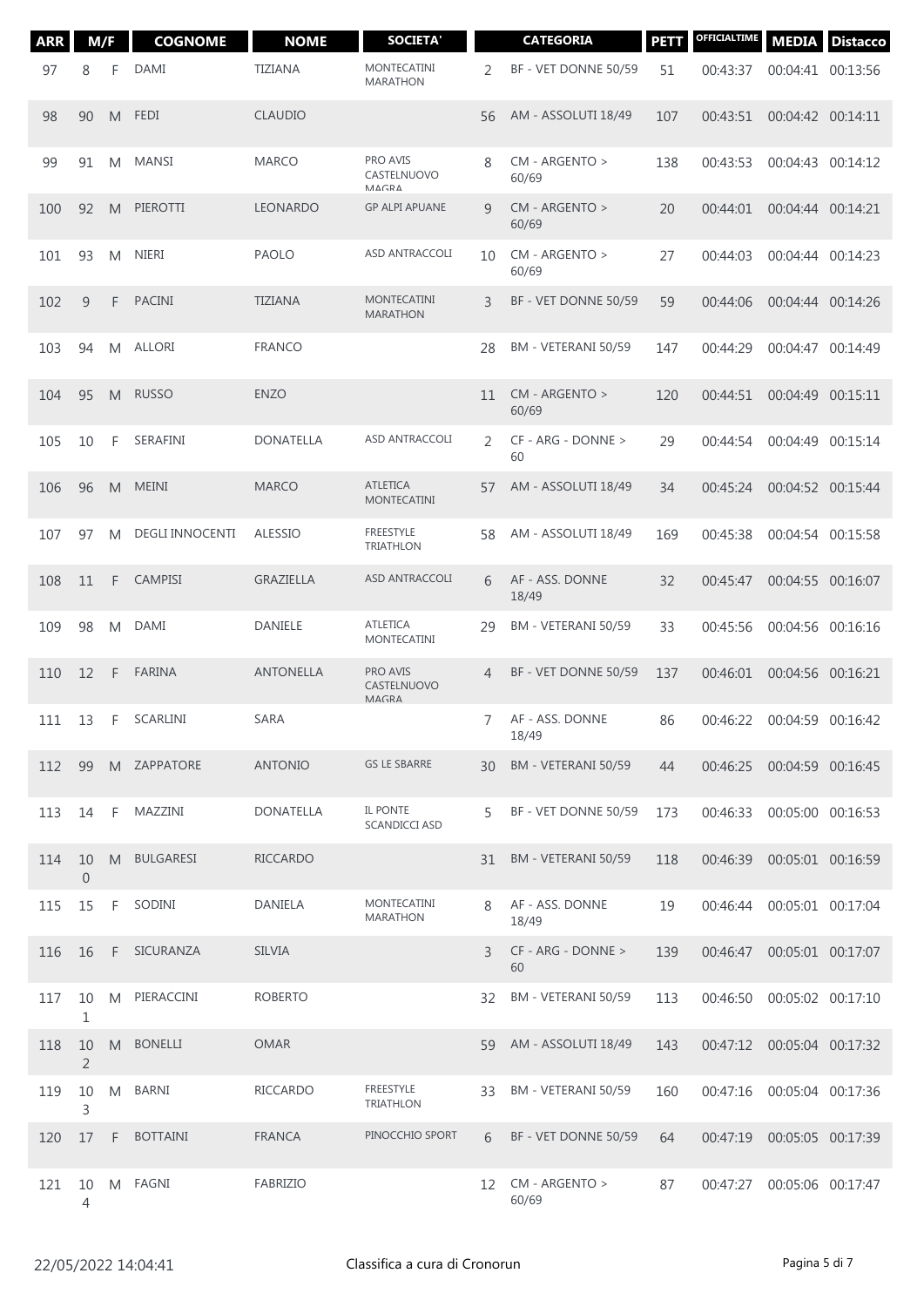| ARR | M/F | | COGNOME | NOME | SOCIETA' | CATEGORIA | | PETT | OFFICIALTIME | MEDIA | Distacco |
|---|---|---|---|---|---|---|---|---|---|---|---|
| 97 | 8 | F | DAMI | TIZIANA | MONTECATINI MARATHON | 2 | BF - VET DONNE 50/59 | 51 | 00:43:37 | 00:04:41 | 00:13:56 |
| 98 | 90 | M | FEDI | CLAUDIO | | 56 | AM - ASSOLUTI 18/49 | 107 | 00:43:51 | 00:04:42 | 00:14:11 |
| 99 | 91 | M | MANSI | MARCO | PRO AVIS CASTELNUOVO MAGRA | 8 | CM - ARGENTO > 60/69 | 138 | 00:43:53 | 00:04:43 | 00:14:12 |
| 100 | 92 | M | PIEROTTI | LEONARDO | GP ALPI APUANE | 9 | CM - ARGENTO > 60/69 | 20 | 00:44:01 | 00:04:44 | 00:14:21 |
| 101 | 93 | M | NIERI | PAOLO | ASD ANTRACCOLI | 10 | CM - ARGENTO > 60/69 | 27 | 00:44:03 | 00:04:44 | 00:14:23 |
| 102 | 9 | F | PACINI | TIZIANA | MONTECATINI MARATHON | 3 | BF - VET DONNE 50/59 | 59 | 00:44:06 | 00:04:44 | 00:14:26 |
| 103 | 94 | M | ALLORI | FRANCO | | 28 | BM - VETERANI 50/59 | 147 | 00:44:29 | 00:04:47 | 00:14:49 |
| 104 | 95 | M | RUSSO | ENZO | | 11 | CM - ARGENTO > 60/69 | 120 | 00:44:51 | 00:04:49 | 00:15:11 |
| 105 | 10 | F | SERAFINI | DONATELLA | ASD ANTRACCOLI | 2 | CF - ARG - DONNE > 60 | 29 | 00:44:54 | 00:04:49 | 00:15:14 |
| 106 | 96 | M | MEINI | MARCO | ATLETICA MONTECATINI | 57 | AM - ASSOLUTI 18/49 | 34 | 00:45:24 | 00:04:52 | 00:15:44 |
| 107 | 97 | M | DEGLI INNOCENTI | ALESSIO | FREESTYLE TRIATHLON | 58 | AM - ASSOLUTI 18/49 | 169 | 00:45:38 | 00:04:54 | 00:15:58 |
| 108 | 11 | F | CAMPISI | GRAZIELLA | ASD ANTRACCOLI | 6 | AF - ASS. DONNE 18/49 | 32 | 00:45:47 | 00:04:55 | 00:16:07 |
| 109 | 98 | M | DAMI | DANIELE | ATLETICA MONTECATINI | 29 | BM - VETERANI 50/59 | 33 | 00:45:56 | 00:04:56 | 00:16:16 |
| 110 | 12 | F | FARINA | ANTONELLA | PRO AVIS CASTELNUOVO MAGRA | 4 | BF - VET DONNE 50/59 | 137 | 00:46:01 | 00:04:56 | 00:16:21 |
| 111 | 13 | F | SCARLINI | SARA | | 7 | AF - ASS. DONNE 18/49 | 86 | 00:46:22 | 00:04:59 | 00:16:42 |
| 112 | 99 | M | ZAPPATORE | ANTONIO | GS LE SBARRE | 30 | BM - VETERANI 50/59 | 44 | 00:46:25 | 00:04:59 | 00:16:45 |
| 113 | 14 | F | MAZZINI | DONATELLA | IL PONTE SCANDICCI ASD | 5 | BF - VET DONNE 50/59 | 173 | 00:46:33 | 00:05:00 | 00:16:53 |
| 114 | 100 | M | BULGARESI | RICCARDO | | 31 | BM - VETERANI 50/59 | 118 | 00:46:39 | 00:05:01 | 00:16:59 |
| 115 | 15 | F | SODINI | DANIELA | MONTECATINI MARATHON | 8 | AF - ASS. DONNE 18/49 | 19 | 00:46:44 | 00:05:01 | 00:17:04 |
| 116 | 16 | F | SICURANZA | SILVIA | | 3 | CF - ARG - DONNE > 60 | 139 | 00:46:47 | 00:05:01 | 00:17:07 |
| 117 | 101 | M | PIERACCINI | ROBERTO | | 32 | BM - VETERANI 50/59 | 113 | 00:46:50 | 00:05:02 | 00:17:10 |
| 118 | 102 | M | BONELLI | OMAR | | 59 | AM - ASSOLUTI 18/49 | 143 | 00:47:12 | 00:05:04 | 00:17:32 |
| 119 | 103 | M | BARNI | RICCARDO | FREESTYLE TRIATHLON | 33 | BM - VETERANI 50/59 | 160 | 00:47:16 | 00:05:04 | 00:17:36 |
| 120 | 17 | F | BOTTAINI | FRANCA | PINOCCHIO SPORT | 6 | BF - VET DONNE 50/59 | 64 | 00:47:19 | 00:05:05 | 00:17:39 |
| 121 | 104 | M | FAGNI | FABRIZIO | | 12 | CM - ARGENTO > 60/69 | 87 | 00:47:27 | 00:05:06 | 00:17:47 |

22/05/2022 14:04:41 — Classifica a cura di Cronorun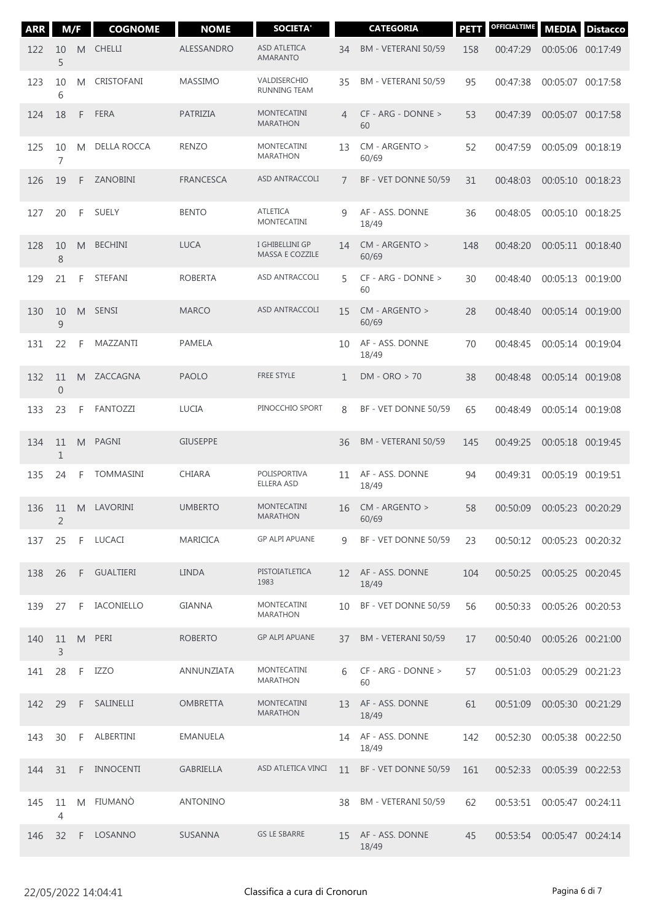| ARR | M/F | | COGNOME | NOME | SOCIETA' | CATEGORIA | | PETT | OFFICIALTIME | MEDIA | Distacco |
|---|---|---|---|---|---|---|---|---|---|---|---|
| 122 | 105 | M | CHELLI | ALESSANDRO | ASD ATLETICA AMARANTO | 34 | BM - VETERANI 50/59 | 158 | 00:47:29 | 00:05:06 | 00:17:49 |
| 123 | 106 | M | CRISTOFANI | MASSIMO | VALDISERCHIO RUNNING TEAM | 35 | BM - VETERANI 50/59 | 95 | 00:47:38 | 00:05:07 | 00:17:58 |
| 124 | 18 | F | FERA | PATRIZIA | MONTECATINI MARATHON | 4 | CF - ARG - DONNE > 60 | 53 | 00:47:39 | 00:05:07 | 00:17:58 |
| 125 | 107 | M | DELLA ROCCA | RENZO | MONTECATINI MARATHON | 13 | CM - ARGENTO > 60/69 | 52 | 00:47:59 | 00:05:09 | 00:18:19 |
| 126 | 19 | F | ZANOBINI | FRANCESCA | ASD ANTRACCOLI | 7 | BF - VET DONNE 50/59 | 31 | 00:48:03 | 00:05:10 | 00:18:23 |
| 127 | 20 | F | SUELY | BENTO | ATLETICA MONTECATINI | 9 | AF - ASS. DONNE 18/49 | 36 | 00:48:05 | 00:05:10 | 00:18:25 |
| 128 | 108 | M | BECHINI | LUCA | I GHIBELLINI GP MASSA E COZZILE | 14 | CM - ARGENTO > 60/69 | 148 | 00:48:20 | 00:05:11 | 00:18:40 |
| 129 | 21 | F | STEFANI | ROBERTA | ASD ANTRACCOLI | 5 | CF - ARG - DONNE > 60 | 30 | 00:48:40 | 00:05:13 | 00:19:00 |
| 130 | 109 | M | SENSI | MARCO | ASD ANTRACCOLI | 15 | CM - ARGENTO > 60/69 | 28 | 00:48:40 | 00:05:14 | 00:19:00 |
| 131 | 22 | F | MAZZANTI | PAMELA | | 10 | AF - ASS. DONNE 18/49 | 70 | 00:48:45 | 00:05:14 | 00:19:04 |
| 132 | 110 | M | ZACCAGNA | PAOLO | FREE STYLE | 1 | DM - ORO > 70 | 38 | 00:48:48 | 00:05:14 | 00:19:08 |
| 133 | 23 | F | FANTOZZI | LUCIA | PINOCCHIO SPORT | 8 | BF - VET DONNE 50/59 | 65 | 00:48:49 | 00:05:14 | 00:19:08 |
| 134 | 111 | M | PAGNI | GIUSEPPE | | 36 | BM - VETERANI 50/59 | 145 | 00:49:25 | 00:05:18 | 00:19:45 |
| 135 | 24 | F | TOMMASINI | CHIARA | POLISPORTIVA ELLERA ASD | 11 | AF - ASS. DONNE 18/49 | 94 | 00:49:31 | 00:05:19 | 00:19:51 |
| 136 | 112 | M | LAVORINI | UMBERTO | MONTECATINI MARATHON | 16 | CM - ARGENTO > 60/69 | 58 | 00:50:09 | 00:05:23 | 00:20:29 |
| 137 | 25 | F | LUCACI | MARICICA | GP ALPI APUANE | 9 | BF - VET DONNE 50/59 | 23 | 00:50:12 | 00:05:23 | 00:20:32 |
| 138 | 26 | F | GUALTIERI | LINDA | PISTOIATLETICA 1983 | 12 | AF - ASS. DONNE 18/49 | 104 | 00:50:25 | 00:05:25 | 00:20:45 |
| 139 | 27 | F | IACONIELLO | GIANNA | MONTECATINI MARATHON | 10 | BF - VET DONNE 50/59 | 56 | 00:50:33 | 00:05:26 | 00:20:53 |
| 140 | 113 | M | PERI | ROBERTO | GP ALPI APUANE | 37 | BM - VETERANI 50/59 | 17 | 00:50:40 | 00:05:26 | 00:21:00 |
| 141 | 28 | F | IZZO | ANNUNZIATA | MONTECATINI MARATHON | 6 | CF - ARG - DONNE > 60 | 57 | 00:51:03 | 00:05:29 | 00:21:23 |
| 142 | 29 | F | SALINELLI | OMBRETTA | MONTECATINI MARATHON | 13 | AF - ASS. DONNE 18/49 | 61 | 00:51:09 | 00:05:30 | 00:21:29 |
| 143 | 30 | F | ALBERTINI | EMANUELA | | 14 | AF - ASS. DONNE 18/49 | 142 | 00:52:30 | 00:05:38 | 00:22:50 |
| 144 | 31 | F | INNOCENTI | GABRIELLA | ASD ATLETICA VINCI | 11 | BF - VET DONNE 50/59 | 161 | 00:52:33 | 00:05:39 | 00:22:53 |
| 145 | 114 | M | FIUMANÒ | ANTONINO | | 38 | BM - VETERANI 50/59 | 62 | 00:53:51 | 00:05:47 | 00:24:11 |
| 146 | 32 | F | LOSANNO | SUSANNA | GS LE SBARRE | 15 | AF - ASS. DONNE 18/49 | 45 | 00:53:54 | 00:05:47 | 00:24:14 |

22/05/2022 14:04:41 Classifica a cura di Cronorun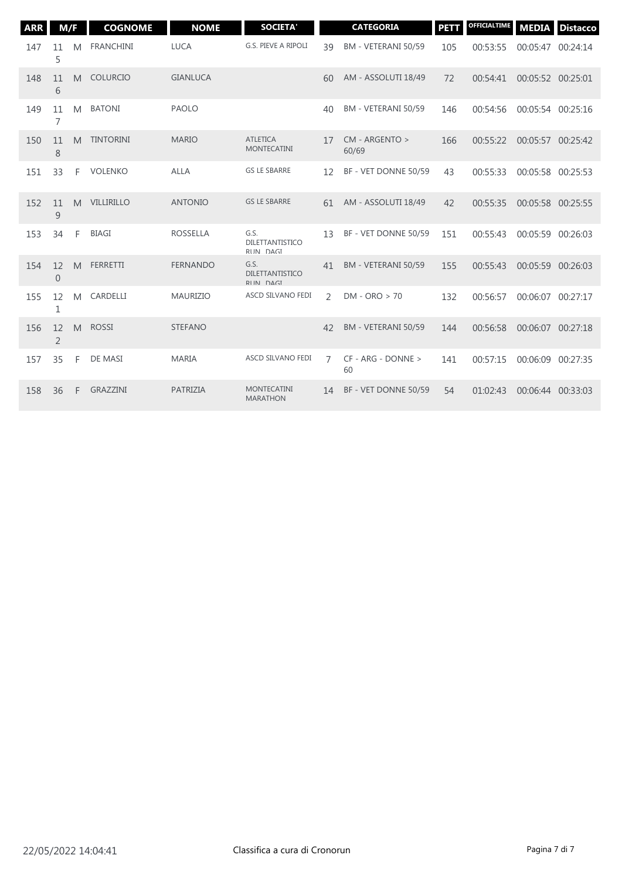| ARR | M/F | | COGNOME | NOME | SOCIETA' | | CATEGORIA | PETT | OFFICIALTIME | MEDIA | Distacco |
|---|---|---|---|---|---|---|---|---|---|---|---|
| 147 | 115 | M | FRANCHINI | LUCA | G.S. PIEVE A RIPOLI | 39 | BM - VETERANI 50/59 | 105 | 00:53:55 | 00:05:47 | 00:24:14 |
| 148 | 116 | M | COLURCIO | GIANLUCA | | 60 | AM - ASSOLUTI 18/49 | 72 | 00:54:41 | 00:05:52 | 00:25:01 |
| 149 | 117 | M | BATONI | PAOLO | | 40 | BM - VETERANI 50/59 | 146 | 00:54:56 | 00:05:54 | 00:25:16 |
| 150 | 118 | M | TINTORINI | MARIO | ATLETICA MONTECATINI | 17 | CM - ARGENTO > 60/69 | 166 | 00:55:22 | 00:05:57 | 00:25:42 |
| 151 | 33 | F | VOLENKO | ALLA | GS LE SBARRE | 12 | BF - VET DONNE 50/59 | 43 | 00:55:33 | 00:05:58 | 00:25:53 |
| 152 | 119 | M | VILLIRILLO | ANTONIO | GS LE SBARRE | 61 | AM - ASSOLUTI 18/49 | 42 | 00:55:35 | 00:05:58 | 00:25:55 |
| 153 | 34 | F | BIAGI | ROSSELLA | G.S. DILETTANTISTICO RUN DAGI | 13 | BF - VET DONNE 50/59 | 151 | 00:55:43 | 00:05:59 | 00:26:03 |
| 154 | 120 | M | FERRETTI | FERNANDO | G.S. DILETTANTISTICO RUN DAGI | 41 | BM - VETERANI 50/59 | 155 | 00:55:43 | 00:05:59 | 00:26:03 |
| 155 | 121 | M | CARDELLI | MAURIZIO | ASCD SILVANO FEDI | 2 | DM - ORO > 70 | 132 | 00:56:57 | 00:06:07 | 00:27:17 |
| 156 | 122 | M | ROSSI | STEFANO | | 42 | BM - VETERANI 50/59 | 144 | 00:56:58 | 00:06:07 | 00:27:18 |
| 157 | 35 | F | DE MASI | MARIA | ASCD SILVANO FEDI | 7 | CF - ARG - DONNE > 60 | 141 | 00:57:15 | 00:06:09 | 00:27:35 |
| 158 | 36 | F | GRAZZINI | PATRIZIA | MONTECATINI MARATHON | 14 | BF - VET DONNE 50/59 | 54 | 01:02:43 | 00:06:44 | 00:33:03 |

22/05/2022 14:04:41 Classifica a cura di Cronorun